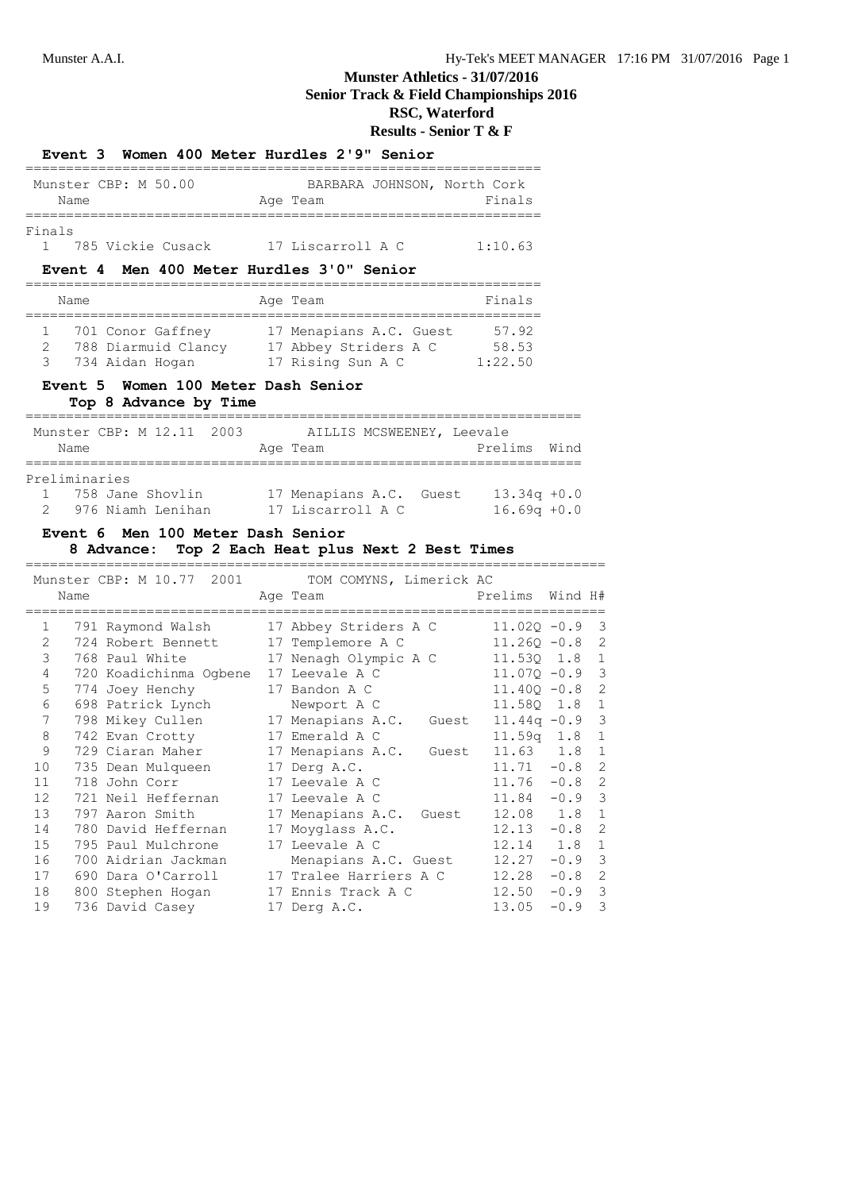# Munster Athletics - 31/07/2016

## Senior Track & Field Championships 2016

## RSC, Waterford

## Results - Senior T & F

### Event 3 Women 400 Meter Hurdles 2'9" Senior

Munster CBP: M 50.00 — BARBARA JOHNSON, North Cork

Finals

| | Name | Age | Team | Finals |
|---|---|---|---|---|
| 1 | 785 Vickie Cusack | 17 | Liscarroll A C | 1:10.63 |

### Event 4 Men 400 Meter Hurdles 3'0" Senior

| | Name | Age | Team | Finals |
|---|---|---|---|---|
| 1 | 701 Conor Gaffney | 17 | Menapians A.C. Guest | 57.92 |
| 2 | 788 Diarmuid Clancy | 17 | Abbey Striders A C | 58.53 |
| 3 | 734 Aidan Hogan | 17 | Rising Sun A C | 1:22.50 |

### Event 5 Women 100 Meter Dash Senior

**Top 8 Advance by Time**

Munster CBP: M 12.11 2003 — AILLIS MCSWEENEY, Leevale

Preliminaries

| | Name | Age | Team | Prelims | Wind |
|---|---|---|---|---|---|
| 1 | 758 Jane Shovlin | 17 | Menapians A.C. Guest | 13.34q | +0.0 |
| 2 | 976 Niamh Lenihan | 17 | Liscarroll A C | 16.69q | +0.0 |

### Event 6 Men 100 Meter Dash Senior

**8 Advance: Top 2 Each Heat plus Next 2 Best Times**

Munster CBP: M 10.77 2001 — TOM COMYNS, Limerick AC

| | Name | Age | Team | Prelims | Wind | H# |
|---|---|---|---|---|---|---|
| 1 | 791 Raymond Walsh | 17 | Abbey Striders A C | 11.02Q | -0.9 | 3 |
| 2 | 724 Robert Bennett | 17 | Templemore A C | 11.26Q | -0.8 | 2 |
| 3 | 768 Paul White | 17 | Nenagh Olympic A C | 11.53Q | 1.8 | 1 |
| 4 | 720 Koadichinma Ogbene | 17 | Leevale A C | 11.07Q | -0.9 | 3 |
| 5 | 774 Joey Henchy | 17 | Bandon A C | 11.40Q | -0.8 | 2 |
| 6 | 698 Patrick Lynch | | Newport A C | 11.58Q | 1.8 | 1 |
| 7 | 798 Mikey Cullen | 17 | Menapians A.C. Guest | 11.44q | -0.9 | 3 |
| 8 | 742 Evan Crotty | 17 | Emerald A C | 11.59q | 1.8 | 1 |
| 9 | 729 Ciaran Maher | 17 | Menapians A.C. Guest | 11.63 | 1.8 | 1 |
| 10 | 735 Dean Mulqueen | 17 | Derg A.C. | 11.71 | -0.8 | 2 |
| 11 | 718 John Corr | 17 | Leevale A C | 11.76 | -0.8 | 2 |
| 12 | 721 Neil Heffernan | 17 | Leevale A C | 11.84 | -0.9 | 3 |
| 13 | 797 Aaron Smith | 17 | Menapians A.C. Guest | 12.08 | 1.8 | 1 |
| 14 | 780 David Heffernan | 17 | Moyglass A.C. | 12.13 | -0.8 | 2 |
| 15 | 795 Paul Mulchrone | 17 | Leevale A C | 12.14 | 1.8 | 1 |
| 16 | 700 Aidrian Jackman | | Menapians A.C. Guest | 12.27 | -0.9 | 3 |
| 17 | 690 Dara O'Carroll | 17 | Tralee Harriers A C | 12.28 | -0.8 | 2 |
| 18 | 800 Stephen Hogan | 17 | Ennis Track A C | 12.50 | -0.9 | 3 |
| 19 | 736 David Casey | 17 | Derg A.C. | 13.05 | -0.9 | 3 |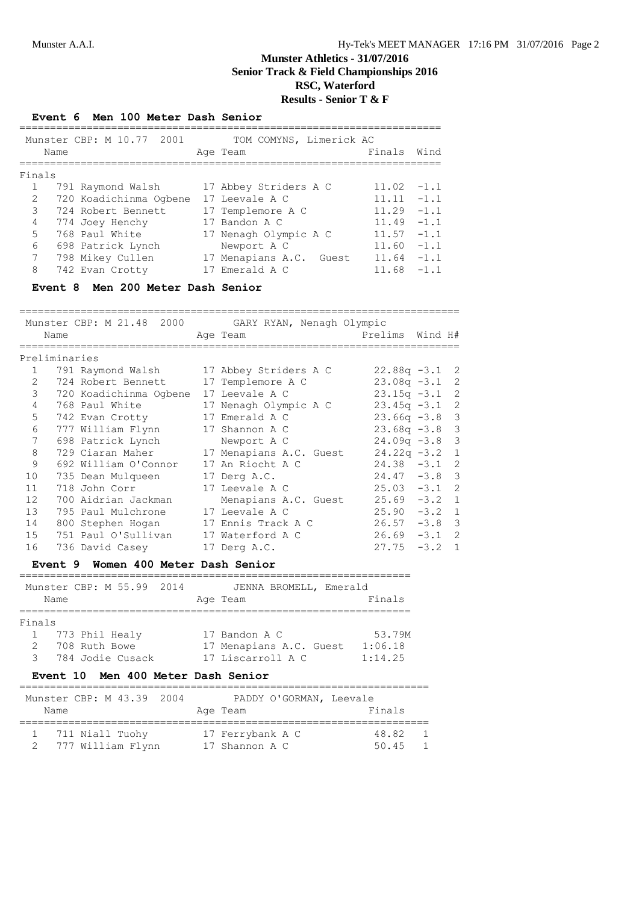# Munster Athletics - 31/07/2016
## Senior Track & Field Championships 2016
## RSC, Waterford
## Results - Senior T & F

### Event 6 Men 100 Meter Dash Senior

Munster CBP: M 10.77 2001 TOM COMYNS, Limerick AC

| | Name | Age | Team | Finals | Wind |
|---|---|---|---|---|---|
| **Finals** | | | | | |
| 1 | 791 Raymond Walsh | 17 | Abbey Striders A C | 11.02 | -1.1 |
| 2 | 720 Koadichinma Ogbene | 17 | Leevale A C | 11.11 | -1.1 |
| 3 | 724 Robert Bennett | 17 | Templemore A C | 11.29 | -1.1 |
| 4 | 774 Joey Henchy | 17 | Bandon A C | 11.49 | -1.1 |
| 5 | 768 Paul White | 17 | Nenagh Olympic A C | 11.57 | -1.1 |
| 6 | 698 Patrick Lynch | | Newport A C | 11.60 | -1.1 |
| 7 | 798 Mikey Cullen | 17 | Menapians A.C. Guest | 11.64 | -1.1 |
| 8 | 742 Evan Crotty | 17 | Emerald A C | 11.68 | -1.1 |

### Event 8 Men 200 Meter Dash Senior

Munster CBP: M 21.48 2000 GARY RYAN, Nenagh Olympic

| | Name | Age | Team | Prelims | Wind | H# |
|---|---|---|---|---|---|---|
| **Preliminaries** | | | | | | |
| 1 | 791 Raymond Walsh | 17 | Abbey Striders A C | 22.88q | -3.1 | 2 |
| 2 | 724 Robert Bennett | 17 | Templemore A C | 23.08q | -3.1 | 2 |
| 3 | 720 Koadichinma Ogbene | 17 | Leevale A C | 23.15q | -3.1 | 2 |
| 4 | 768 Paul White | 17 | Nenagh Olympic A C | 23.45q | -3.1 | 2 |
| 5 | 742 Evan Crotty | 17 | Emerald A C | 23.66q | -3.8 | 3 |
| 6 | 777 William Flynn | 17 | Shannon A C | 23.68q | -3.8 | 3 |
| 7 | 698 Patrick Lynch | | Newport A C | 24.09q | -3.8 | 3 |
| 8 | 729 Ciaran Maher | 17 | Menapians A.C. Guest | 24.22q | -3.2 | 1 |
| 9 | 692 William O'Connor | 17 | An Riocht A C | 24.38 | -3.1 | 2 |
| 10 | 735 Dean Mulqueen | 17 | Derg A.C. | 24.47 | -3.8 | 3 |
| 11 | 718 John Corr | 17 | Leevale A C | 25.03 | -3.1 | 2 |
| 12 | 700 Aidrian Jackman | | Menapians A.C. Guest | 25.69 | -3.2 | 1 |
| 13 | 795 Paul Mulchrone | 17 | Leevale A C | 25.90 | -3.2 | 1 |
| 14 | 800 Stephen Hogan | 17 | Ennis Track A C | 26.57 | -3.8 | 3 |
| 15 | 751 Paul O'Sullivan | 17 | Waterford A C | 26.69 | -3.1 | 2 |
| 16 | 736 David Casey | 17 | Derg A.C. | 27.75 | -3.2 | 1 |

### Event 9 Women 400 Meter Dash Senior

Munster CBP: M 55.99 2014 JENNA BROMELL, Emerald

| | Name | Age | Team | Finals |
|---|---|---|---|---|
| **Finals** | | | | |
| 1 | 773 Phil Healy | 17 | Bandon A C | 53.79M |
| 2 | 708 Ruth Bowe | 17 | Menapians A.C. Guest | 1:06.18 |
| 3 | 784 Jodie Cusack | 17 | Liscarroll A C | 1:14.25 |

### Event 10 Men 400 Meter Dash Senior

Munster CBP: M 43.39 2004 PADDY O'GORMAN, Leevale

| | Name | Age | Team | Finals | |
|---|---|---|---|---|---|
| 1 | 711 Niall Tuohy | 17 | Ferrybank A C | 48.82 | 1 |
| 2 | 777 William Flynn | 17 | Shannon A C | 50.45 | 1 |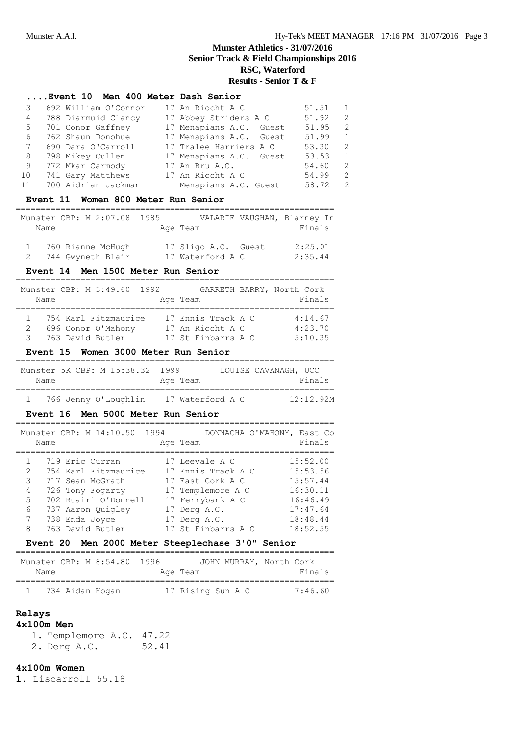## Munster Athletics - 31/07/2016
## Senior Track & Field Championships 2016
## RSC, Waterford
## Results - Senior T & F

### ....Event 10 Men 400 Meter Dash Senior

| | | | | |
|---|---|---|---|---|
| 3 | 692 William O'Connor | 17 An Riocht A C | 51.51 | 1 |
| 4 | 788 Diarmuid Clancy | 17 Abbey Striders A C | 51.92 | 2 |
| 5 | 701 Conor Gaffney | 17 Menapians A.C. Guest | 51.95 | 2 |
| 6 | 762 Shaun Donohue | 17 Menapians A.C. Guest | 51.99 | 1 |
| 7 | 690 Dara O'Carroll | 17 Tralee Harriers A C | 53.30 | 2 |
| 8 | 798 Mikey Cullen | 17 Menapians A.C. Guest | 53.53 | 1 |
| 9 | 772 Mkar Carmody | 17 An Bru A.C. | 54.60 | 2 |
| 10 | 741 Gary Matthews | 17 An Riocht A C | 54.99 | 2 |
| 11 | 700 Aidrian Jackman | Menapians A.C. Guest | 58.72 | 2 |

### Event 11 Women 800 Meter Run Senior

Munster CBP: M 2:07.08 1985 VALARIE VAUGHAN, Blarney In

| | Name | Age Team | Finals |
|---|---|---|---|
| 1 | 760 Rianne McHugh | 17 Sligo A.C. Guest | 2:25.01 |
| 2 | 744 Gwyneth Blair | 17 Waterford A C | 2:35.44 |

### Event 14 Men 1500 Meter Run Senior

Munster CBP: M 3:49.60 1992 GARRETH BARRY, North Cork

| | Name | Age Team | Finals |
|---|---|---|---|
| 1 | 754 Karl Fitzmaurice | 17 Ennis Track A C | 4:14.67 |
| 2 | 696 Conor O'Mahony | 17 An Riocht A C | 4:23.70 |
| 3 | 763 David Butler | 17 St Finbarrs A C | 5:10.35 |

### Event 15 Women 3000 Meter Run Senior

Munster 5K CBP: M 15:38.32 1999 LOUISE CAVANAGH, UCC

| | Name | Age Team | Finals |
|---|---|---|---|
| 1 | 766 Jenny O'Loughlin | 17 Waterford A C | 12:12.92M |

### Event 16 Men 5000 Meter Run Senior

Munster CBP: M 14:10.50 1994 DONNACHA O'MAHONY, East Co

| | Name | Age Team | Finals |
|---|---|---|---|
| 1 | 719 Eric Curran | 17 Leevale A C | 15:52.00 |
| 2 | 754 Karl Fitzmaurice | 17 Ennis Track A C | 15:53.56 |
| 3 | 717 Sean McGrath | 17 East Cork A C | 15:57.44 |
| 4 | 726 Tony Fogarty | 17 Templemore A C | 16:30.11 |
| 5 | 702 Ruairi O'Donnell | 17 Ferrybank A C | 16:46.49 |
| 6 | 737 Aaron Quigley | 17 Derg A.C. | 17:47.64 |
| 7 | 738 Enda Joyce | 17 Derg A.C. | 18:48.44 |
| 8 | 763 David Butler | 17 St Finbarrs A C | 18:52.55 |

### Event 20 Men 2000 Meter Steeplechase 3'0" Senior

Munster CBP: M 8:54.80 1996 JOHN MURRAY, North Cork

| | Name | Age Team | Finals |
|---|---|---|---|
| 1 | 734 Aidan Hogan | 17 Rising Sun A C | 7:46.60 |

## Relays

### 4x100m Men

1. Templemore A.C. 47.22
2. Derg A.C. 52.41

### 4x100m Women

1. Liscarroll 55.18